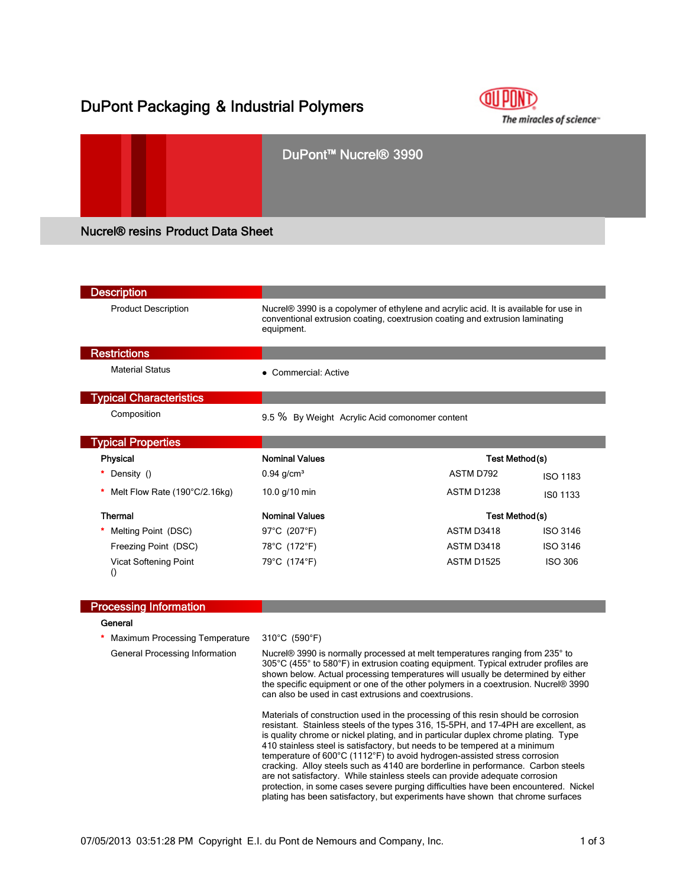# DuPont Packaging & Industrial Polymers

## DuPont™ Nucrel® 3990

### Nucrel® resins Product Data Sheet

## Description

| | |
|---|---|
| Product Description | Nucrel® 3990 is a copolymer of ethylene and acrylic acid. It is available for use in conventional extrusion coating, coextrusion coating and extrusion laminating equipment. |

## Restrictions

| | |
|---|---|
| Material Status | • Commercial: Active |

## Typical Characteristics

| | |
|---|---|
| Composition | 9.5 % By Weight Acrylic Acid comonomer content |

## Typical Properties

| Physical | Nominal Values | Test Method(s) | |
|---|---|---|---|
| * Density () | 0.94 g/cm³ | ASTM D792 | ISO 1183 |
| * Melt Flow Rate (190°C/2.16kg) | 10.0 g/10 min | ASTM D1238 | IS0 1133 |

| Thermal | Nominal Values | Test Method(s) | |
|---|---|---|---|
| * Melting Point (DSC) | 97°C (207°F) | ASTM D3418 | ISO 3146 |
| Freezing Point (DSC) | 78°C (172°F) | ASTM D3418 | ISO 3146 |
| Vicat Softening Point () | 79°C (174°F) | ASTM D1525 | ISO 306 |

## Processing Information

**General**

| | |
|---|---|
| * Maximum Processing Temperature | 310°C (590°F) |
| General Processing Information | Nucrel® 3990 is normally processed at melt temperatures ranging from 235° to 305°C (455° to 580°F) in extrusion coating equipment. Typical extruder profiles are shown below. Actual processing temperatures will usually be determined by either the specific equipment or one of the other polymers in a coextrusion. Nucrel® 3990 can also be used in cast extrusions and coextrusions. |

Materials of construction used in the processing of this resin should be corrosion resistant. Stainless steels of the types 316, 15-5PH, and 17-4PH are excellent, as is quality chrome or nickel plating, and in particular duplex chrome plating. Type 410 stainless steel is satisfactory, but needs to be tempered at a minimum temperature of 600°C (1112°F) to avoid hydrogen-assisted stress corrosion cracking. Alloy steels such as 4140 are borderline in performance. Carbon steels are not satisfactory. While stainless steels can provide adequate corrosion protection, in some cases severe purging difficulties have been encountered. Nickel plating has been satisfactory, but experiments have shown that chrome surfaces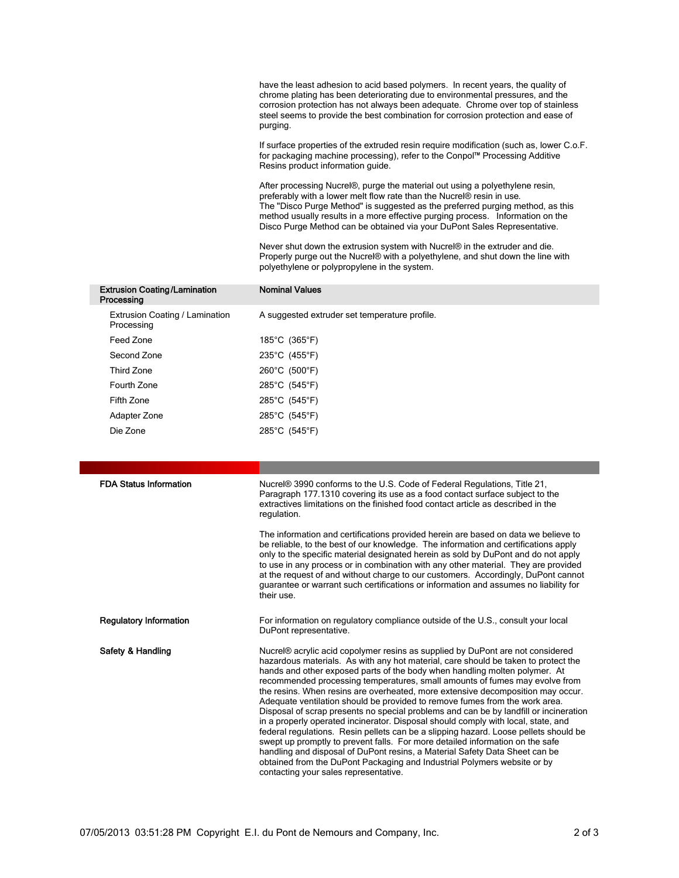have the least adhesion to acid based polymers. In recent years, the quality of chrome plating has been deteriorating due to environmental pressures, and the corrosion protection has not always been adequate. Chrome over top of stainless steel seems to provide the best combination for corrosion protection and ease of purging.

If surface properties of the extruded resin require modification (such as, lower C.o.F. for packaging machine processing), refer to the Conpol™ Processing Additive Resins product information guide.

After processing Nucrel®, purge the material out using a polyethylene resin, preferably with a lower melt flow rate than the Nucrel® resin in use.
The "Disco Purge Method" is suggested as the preferred purging method, as this method usually results in a more effective purging process. Information on the Disco Purge Method can be obtained via your DuPont Sales Representative.

Never shut down the extrusion system with Nucrel® in the extruder and die. Properly purge out the Nucrel® with a polyethylene, and shut down the line with polyethylene or polypropylene in the system.

| Extrusion Coating/Lamination Processing | Nominal Values |
|---|---|
| Extrusion Coating / Lamination Processing | A suggested extruder set temperature profile. |
| Feed Zone | 185°C (365°F) |
| Second Zone | 235°C (455°F) |
| Third Zone | 260°C (500°F) |
| Fourth Zone | 285°C (545°F) |
| Fifth Zone | 285°C (545°F) |
| Adapter Zone | 285°C (545°F) |
| Die Zone | 285°C (545°F) |

**FDA Status Information**

Nucrel® 3990 conforms to the U.S. Code of Federal Regulations, Title 21, Paragraph 177.1310 covering its use as a food contact surface subject to the extractives limitations on the finished food contact article as described in the regulation.

The information and certifications provided herein are based on data we believe to be reliable, to the best of our knowledge. The information and certifications apply only to the specific material designated herein as sold by DuPont and do not apply to use in any process or in combination with any other material. They are provided at the request of and without charge to our customers. Accordingly, DuPont cannot guarantee or warrant such certifications or information and assumes no liability for their use.

**Regulatory Information**

For information on regulatory compliance outside of the U.S., consult your local DuPont representative.

**Safety & Handling**

Nucrel® acrylic acid copolymer resins as supplied by DuPont are not considered hazardous materials. As with any hot material, care should be taken to protect the hands and other exposed parts of the body when handling molten polymer. At recommended processing temperatures, small amounts of fumes may evolve from the resins. When resins are overheated, more extensive decomposition may occur. Adequate ventilation should be provided to remove fumes from the work area. Disposal of scrap presents no special problems and can be by landfill or incineration in a properly operated incinerator. Disposal should comply with local, state, and federal regulations. Resin pellets can be a slipping hazard. Loose pellets should be swept up promptly to prevent falls. For more detailed information on the safe handling and disposal of DuPont resins, a Material Safety Data Sheet can be obtained from the DuPont Packaging and Industrial Polymers website or by contacting your sales representative.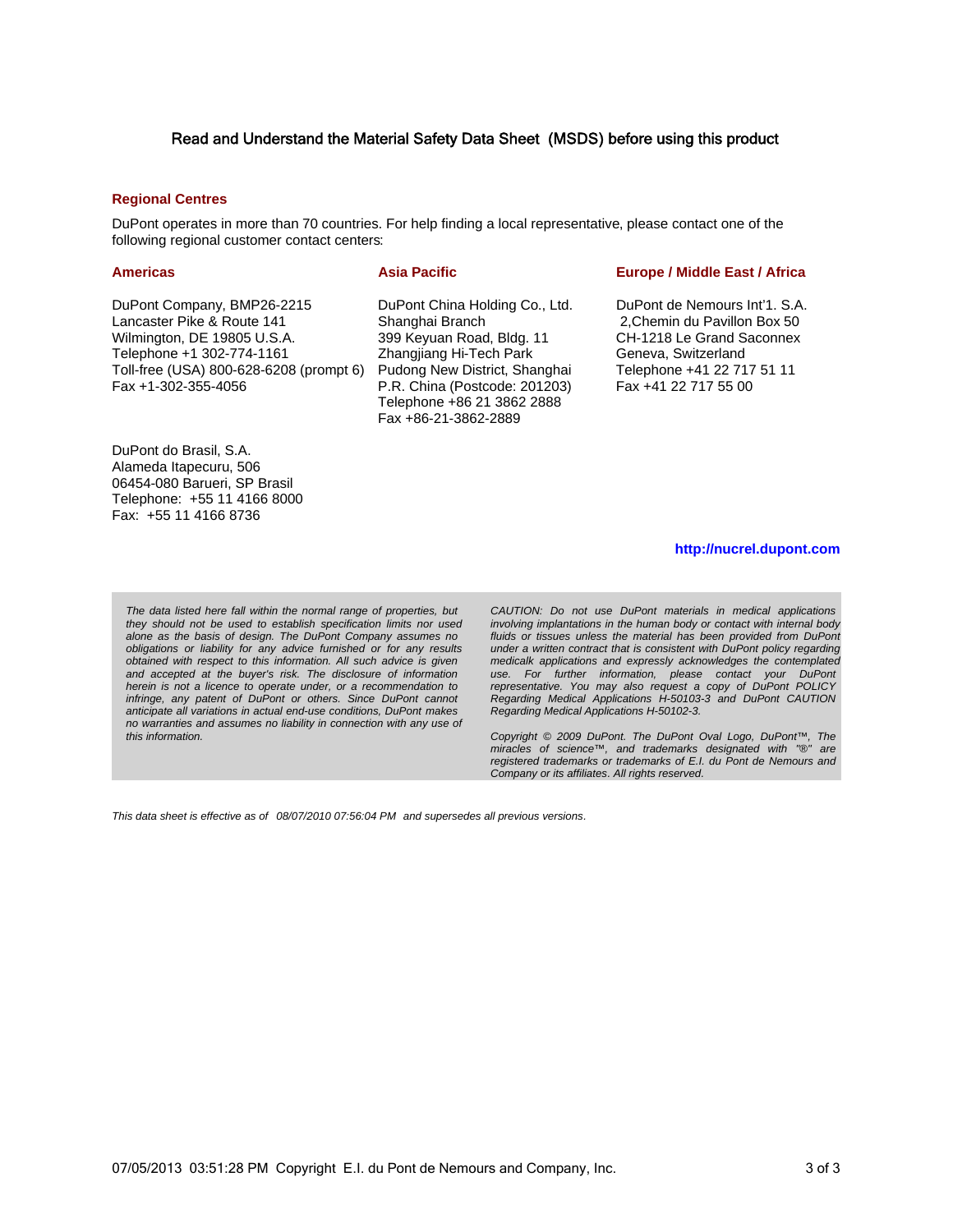Read and Understand the Material Safety Data Sheet (MSDS) before using this product

## Regional Centres

DuPont operates in more than 70 countries. For help finding a local representative, please contact one of the following regional customer contact centers:

### Americas

DuPont Company, BMP26-2215
Lancaster Pike & Route 141
Wilmington, DE 19805 U.S.A.
Telephone +1 302-774-1161
Toll-free (USA) 800-628-6208 (prompt 6)
Fax +1-302-355-4056

DuPont do Brasil, S.A.
Alameda Itapecuru, 506
06454-080 Barueri, SP Brasil
Telephone: +55 11 4166 8000
Fax: +55 11 4166 8736

### Asia Pacific

DuPont China Holding Co., Ltd.
Shanghai Branch
399 Keyuan Road, Bldg. 11
Zhangjiang Hi-Tech Park
Pudong New District, Shanghai
P.R. China (Postcode: 201203)
Telephone +86 21 3862 2888
Fax +86-21-3862-2889

### Europe / Middle East / Africa

DuPont de Nemours Int'1. S.A.
2,Chemin du Pavillon Box 50
CH-1218 Le Grand Saconnex
Geneva, Switzerland
Telephone +41 22 717 51 11
Fax +41 22 717 55 00

**http://nucrel.dupont.com**

*The data listed here fall within the normal range of properties, but they should not be used to establish specification limits nor used alone as the basis of design. The DuPont Company assumes no obligations or liability for any advice furnished or for any results obtained with respect to this information. All such advice is given and accepted at the buyer's risk. The disclosure of information herein is not a licence to operate under, or a recommendation to infringe, any patent of DuPont or others. Since DuPont cannot anticipate all variations in actual end-use conditions, DuPont makes no warranties and assumes no liability in connection with any use of this information.*

*CAUTION: Do not use DuPont materials in medical applications involving implantations in the human body or contact with internal body fluids or tissues unless the material has been provided from DuPont under a written contract that is consistent with DuPont policy regarding medicalk applications and expressly acknowledges the contemplated use. For further information, please contact your DuPont representative. You may also request a copy of DuPont POLICY Regarding Medical Applications H-50103-3 and DuPont CAUTION Regarding Medical Applications H-50102-3.*

*Copyright © 2009 DuPont. The DuPont Oval Logo, DuPont™, The miracles of science™, and trademarks designated with "®" are registered trademarks or trademarks of E.I. du Pont de Nemours and Company or its affiliates. All rights reserved.*

*This data sheet is effective as of 08/07/2010 07:56:04 PM and supersedes all previous versions.*

07/05/2013 03:51:28 PM Copyright E.I. du Pont de Nemours and Company, Inc.